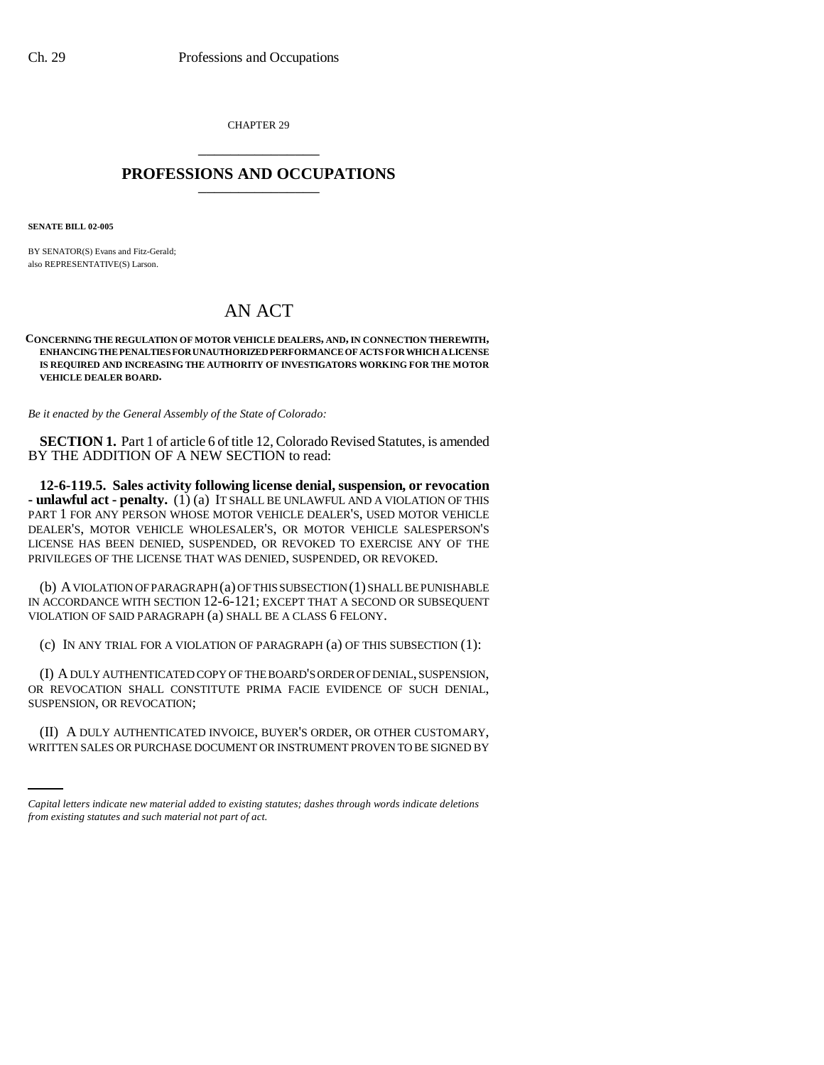CHAPTER 29

## PROFESSIONS AND OCCUPATIONS

**SENATE BILL 02-005**

BY SENATOR(S) Evans and Fitz-Gerald;
also REPRESENTATIVE(S) Larson.

# AN ACT

**CONCERNING THE REGULATION OF MOTOR VEHICLE DEALERS, AND, IN CONNECTION THEREWITH, ENHANCING THE PENALTIES FOR UNAUTHORIZED PERFORMANCE OF ACTS FOR WHICH A LICENSE IS REQUIRED AND INCREASING THE AUTHORITY OF INVESTIGATORS WORKING FOR THE MOTOR VEHICLE DEALER BOARD.**

*Be it enacted by the General Assembly of the State of Colorado:*

**SECTION 1.** Part 1 of article 6 of title 12, Colorado Revised Statutes, is amended BY THE ADDITION OF A NEW SECTION to read:

**12-6-119.5. Sales activity following license denial, suspension, or revocation - unlawful act - penalty.** (1) (a) IT SHALL BE UNLAWFUL AND A VIOLATION OF THIS PART 1 FOR ANY PERSON WHOSE MOTOR VEHICLE DEALER'S, USED MOTOR VEHICLE DEALER'S, MOTOR VEHICLE WHOLESALER'S, OR MOTOR VEHICLE SALESPERSON'S LICENSE HAS BEEN DENIED, SUSPENDED, OR REVOKED TO EXERCISE ANY OF THE PRIVILEGES OF THE LICENSE THAT WAS DENIED, SUSPENDED, OR REVOKED.

(b) A VIOLATION OF PARAGRAPH (a) OF THIS SUBSECTION (1) SHALL BE PUNISHABLE IN ACCORDANCE WITH SECTION 12-6-121; EXCEPT THAT A SECOND OR SUBSEQUENT VIOLATION OF SAID PARAGRAPH (a) SHALL BE A CLASS 6 FELONY.

(c) IN ANY TRIAL FOR A VIOLATION OF PARAGRAPH (a) OF THIS SUBSECTION (1):

(I) A DULY AUTHENTICATED COPY OF THE BOARD'S ORDER OF DENIAL, SUSPENSION, OR REVOCATION SHALL CONSTITUTE PRIMA FACIE EVIDENCE OF SUCH DENIAL, SUSPENSION, OR REVOCATION;

(II) A DULY AUTHENTICATED INVOICE, BUYER'S ORDER, OR OTHER CUSTOMARY, WRITTEN SALES OR PURCHASE DOCUMENT OR INSTRUMENT PROVEN TO BE SIGNED BY

*Capital letters indicate new material added to existing statutes; dashes through words indicate deletions from existing statutes and such material not part of act.*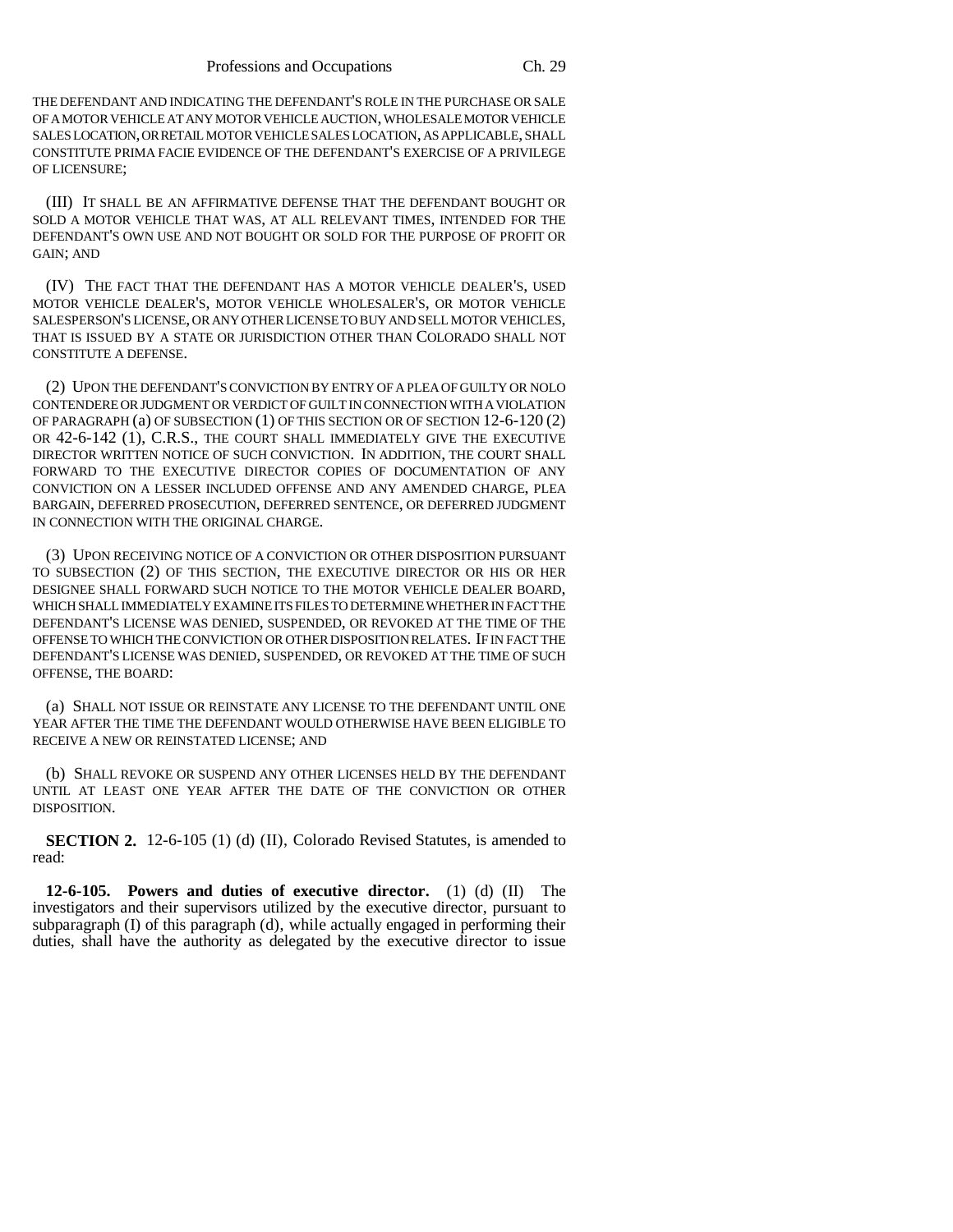THE DEFENDANT AND INDICATING THE DEFENDANT'S ROLE IN THE PURCHASE OR SALE OF A MOTOR VEHICLE AT ANY MOTOR VEHICLE AUCTION, WHOLESALE MOTOR VEHICLE SALES LOCATION, OR RETAIL MOTOR VEHICLE SALES LOCATION, AS APPLICABLE, SHALL CONSTITUTE PRIMA FACIE EVIDENCE OF THE DEFENDANT'S EXERCISE OF A PRIVILEGE OF LICENSURE;

(III) IT SHALL BE AN AFFIRMATIVE DEFENSE THAT THE DEFENDANT BOUGHT OR SOLD A MOTOR VEHICLE THAT WAS, AT ALL RELEVANT TIMES, INTENDED FOR THE DEFENDANT'S OWN USE AND NOT BOUGHT OR SOLD FOR THE PURPOSE OF PROFIT OR GAIN; AND

(IV) THE FACT THAT THE DEFENDANT HAS A MOTOR VEHICLE DEALER'S, USED MOTOR VEHICLE DEALER'S, MOTOR VEHICLE WHOLESALER'S, OR MOTOR VEHICLE SALESPERSON'S LICENSE, OR ANY OTHER LICENSE TO BUY AND SELL MOTOR VEHICLES, THAT IS ISSUED BY A STATE OR JURISDICTION OTHER THAN COLORADO SHALL NOT CONSTITUTE A DEFENSE.

(2) UPON THE DEFENDANT'S CONVICTION BY ENTRY OF A PLEA OF GUILTY OR NOLO CONTENDERE OR JUDGMENT OR VERDICT OF GUILT IN CONNECTION WITH A VIOLATION OF PARAGRAPH (a) OF SUBSECTION (1) OF THIS SECTION OR OF SECTION 12-6-120 (2) OR 42-6-142 (1), C.R.S., THE COURT SHALL IMMEDIATELY GIVE THE EXECUTIVE DIRECTOR WRITTEN NOTICE OF SUCH CONVICTION. IN ADDITION, THE COURT SHALL FORWARD TO THE EXECUTIVE DIRECTOR COPIES OF DOCUMENTATION OF ANY CONVICTION ON A LESSER INCLUDED OFFENSE AND ANY AMENDED CHARGE, PLEA BARGAIN, DEFERRED PROSECUTION, DEFERRED SENTENCE, OR DEFERRED JUDGMENT IN CONNECTION WITH THE ORIGINAL CHARGE.

(3) UPON RECEIVING NOTICE OF A CONVICTION OR OTHER DISPOSITION PURSUANT TO SUBSECTION (2) OF THIS SECTION, THE EXECUTIVE DIRECTOR OR HIS OR HER DESIGNEE SHALL FORWARD SUCH NOTICE TO THE MOTOR VEHICLE DEALER BOARD, WHICH SHALL IMMEDIATELY EXAMINE ITS FILES TO DETERMINE WHETHER IN FACT THE DEFENDANT'S LICENSE WAS DENIED, SUSPENDED, OR REVOKED AT THE TIME OF THE OFFENSE TO WHICH THE CONVICTION OR OTHER DISPOSITION RELATES. IF IN FACT THE DEFENDANT'S LICENSE WAS DENIED, SUSPENDED, OR REVOKED AT THE TIME OF SUCH OFFENSE, THE BOARD:

(a) SHALL NOT ISSUE OR REINSTATE ANY LICENSE TO THE DEFENDANT UNTIL ONE YEAR AFTER THE TIME THE DEFENDANT WOULD OTHERWISE HAVE BEEN ELIGIBLE TO RECEIVE A NEW OR REINSTATED LICENSE; AND

(b) SHALL REVOKE OR SUSPEND ANY OTHER LICENSES HELD BY THE DEFENDANT UNTIL AT LEAST ONE YEAR AFTER THE DATE OF THE CONVICTION OR OTHER DISPOSITION.

**SECTION 2.** 12-6-105 (1) (d) (II), Colorado Revised Statutes, is amended to read:

**12-6-105. Powers and duties of executive director.** (1) (d) (II) The investigators and their supervisors utilized by the executive director, pursuant to subparagraph (I) of this paragraph (d), while actually engaged in performing their duties, shall have the authority as delegated by the executive director to issue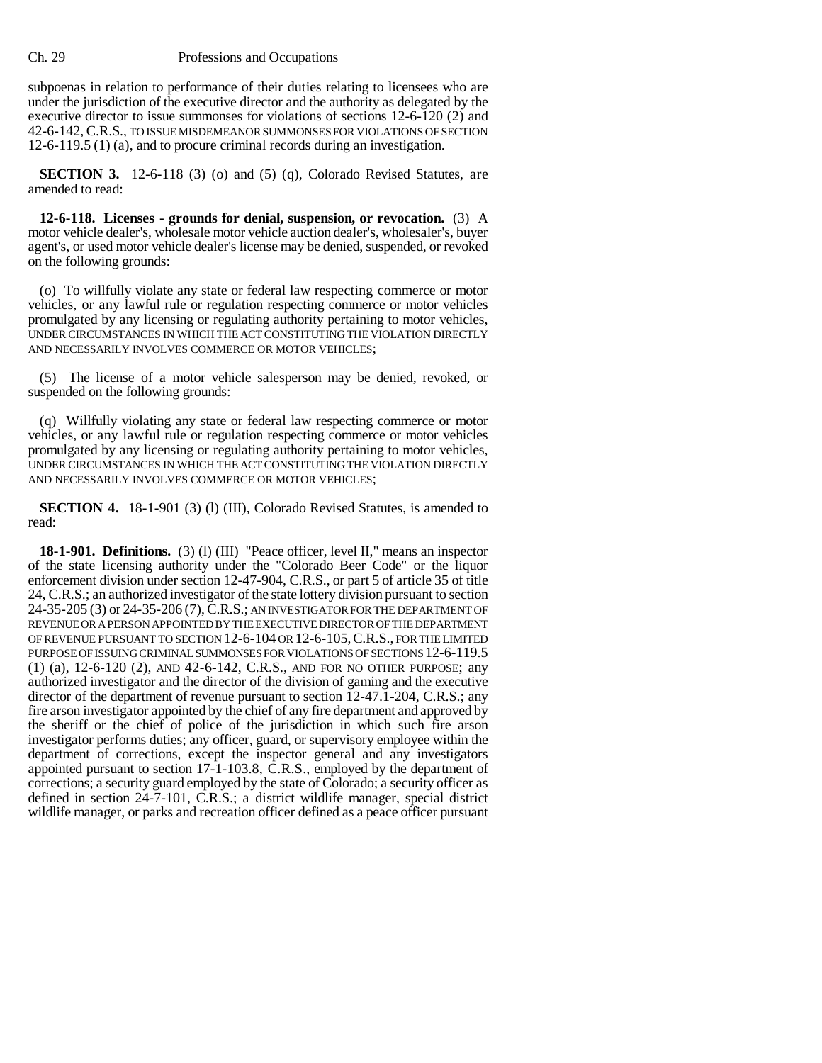subpoenas in relation to performance of their duties relating to licensees who are under the jurisdiction of the executive director and the authority as delegated by the executive director to issue summonses for violations of sections 12-6-120 (2) and 42-6-142, C.R.S., TO ISSUE MISDEMEANOR SUMMONSES FOR VIOLATIONS OF SECTION 12-6-119.5 (1) (a), and to procure criminal records during an investigation.

**SECTION 3.** 12-6-118 (3) (o) and (5) (q), Colorado Revised Statutes, are amended to read:

**12-6-118. Licenses - grounds for denial, suspension, or revocation.** (3) A motor vehicle dealer's, wholesale motor vehicle auction dealer's, wholesaler's, buyer agent's, or used motor vehicle dealer's license may be denied, suspended, or revoked on the following grounds:

(o) To willfully violate any state or federal law respecting commerce or motor vehicles, or any lawful rule or regulation respecting commerce or motor vehicles promulgated by any licensing or regulating authority pertaining to motor vehicles, UNDER CIRCUMSTANCES IN WHICH THE ACT CONSTITUTING THE VIOLATION DIRECTLY AND NECESSARILY INVOLVES COMMERCE OR MOTOR VEHICLES;

(5) The license of a motor vehicle salesperson may be denied, revoked, or suspended on the following grounds:

(q) Willfully violating any state or federal law respecting commerce or motor vehicles, or any lawful rule or regulation respecting commerce or motor vehicles promulgated by any licensing or regulating authority pertaining to motor vehicles, UNDER CIRCUMSTANCES IN WHICH THE ACT CONSTITUTING THE VIOLATION DIRECTLY AND NECESSARILY INVOLVES COMMERCE OR MOTOR VEHICLES;

**SECTION 4.** 18-1-901 (3) (l) (III), Colorado Revised Statutes, is amended to read:

**18-1-901. Definitions.** (3) (l) (III) "Peace officer, level II," means an inspector of the state licensing authority under the "Colorado Beer Code" or the liquor enforcement division under section 12-47-904, C.R.S., or part 5 of article 35 of title 24, C.R.S.; an authorized investigator of the state lottery division pursuant to section 24-35-205 (3) or 24-35-206 (7), C.R.S.; AN INVESTIGATOR FOR THE DEPARTMENT OF REVENUE OR A PERSON APPOINTED BY THE EXECUTIVE DIRECTOR OF THE DEPARTMENT OF REVENUE PURSUANT TO SECTION 12-6-104 OR 12-6-105, C.R.S., FOR THE LIMITED PURPOSE OF ISSUING CRIMINAL SUMMONSES FOR VIOLATIONS OF SECTIONS 12-6-119.5 (1) (a), 12-6-120 (2), AND 42-6-142, C.R.S., AND FOR NO OTHER PURPOSE; any authorized investigator and the director of the division of gaming and the executive director of the department of revenue pursuant to section 12-47.1-204, C.R.S.; any fire arson investigator appointed by the chief of any fire department and approved by the sheriff or the chief of police of the jurisdiction in which such fire arson investigator performs duties; any officer, guard, or supervisory employee within the department of corrections, except the inspector general and any investigators appointed pursuant to section 17-1-103.8, C.R.S., employed by the department of corrections; a security guard employed by the state of Colorado; a security officer as defined in section 24-7-101, C.R.S.; a district wildlife manager, special district wildlife manager, or parks and recreation officer defined as a peace officer pursuant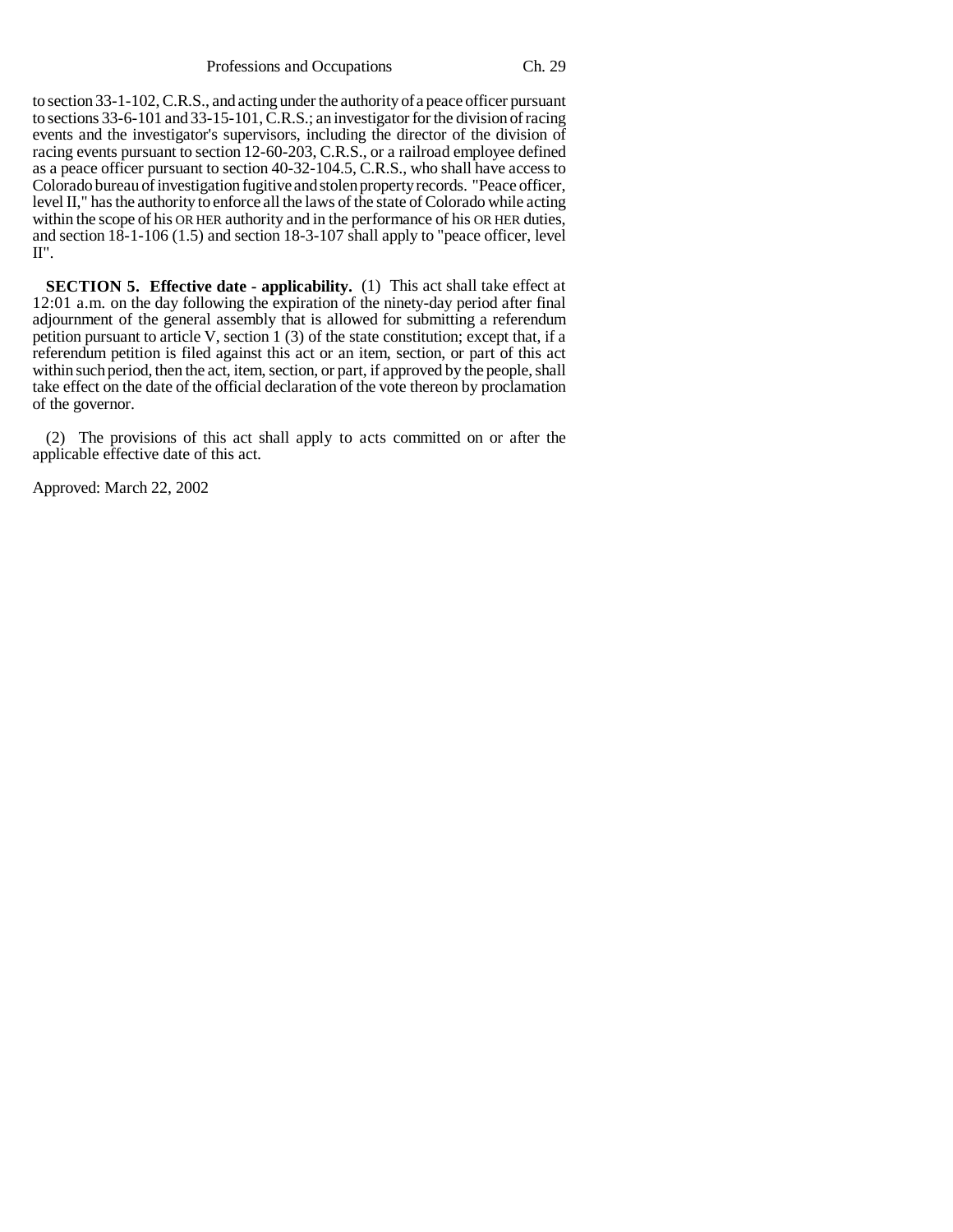to section 33-1-102, C.R.S., and acting under the authority of a peace officer pursuant to sections 33-6-101 and 33-15-101, C.R.S.; an investigator for the division of racing events and the investigator's supervisors, including the director of the division of racing events pursuant to section 12-60-203, C.R.S., or a railroad employee defined as a peace officer pursuant to section 40-32-104.5, C.R.S., who shall have access to Colorado bureau of investigation fugitive and stolen property records. "Peace officer, level II," has the authority to enforce all the laws of the state of Colorado while acting within the scope of his OR HER authority and in the performance of his OR HER duties, and section 18-1-106 (1.5) and section 18-3-107 shall apply to "peace officer, level II".

**SECTION 5. Effective date - applicability.** (1) This act shall take effect at 12:01 a.m. on the day following the expiration of the ninety-day period after final adjournment of the general assembly that is allowed for submitting a referendum petition pursuant to article V, section 1 (3) of the state constitution; except that, if a referendum petition is filed against this act or an item, section, or part of this act within such period, then the act, item, section, or part, if approved by the people, shall take effect on the date of the official declaration of the vote thereon by proclamation of the governor.

(2) The provisions of this act shall apply to acts committed on or after the applicable effective date of this act.

Approved: March 22, 2002